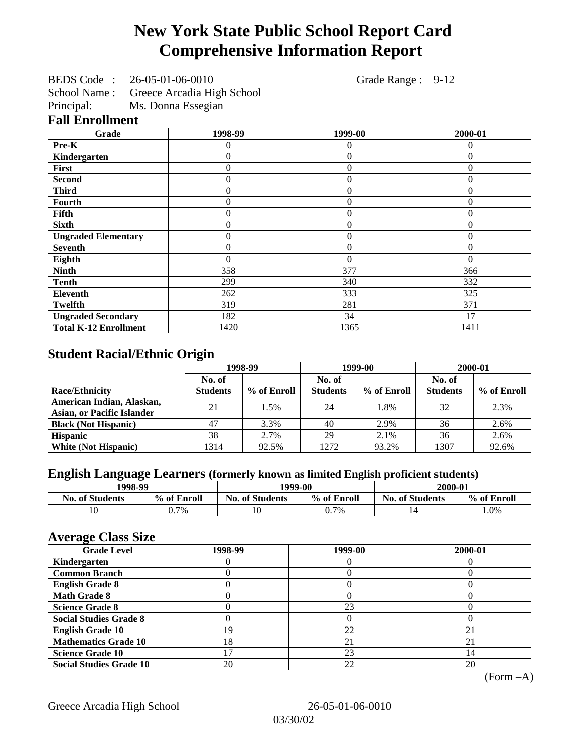# New York State Public School Report Card
# Comprehensive Information Report

BEDS Code : 26-05-01-06-0010 Grade Range : 9-12
School Name : Greece Arcadia High School
Principal: Ms. Donna Essegian

## Fall Enrollment

| Grade | 1998-99 | 1999-00 | 2000-01 |
|---|---|---|---|
| Pre-K | 0 | 0 | 0 |
| Kindergarten | 0 | 0 | 0 |
| First | 0 | 0 | 0 |
| Second | 0 | 0 | 0 |
| Third | 0 | 0 | 0 |
| Fourth | 0 | 0 | 0 |
| Fifth | 0 | 0 | 0 |
| Sixth | 0 | 0 | 0 |
| Ungraded Elementary | 0 | 0 | 0 |
| Seventh | 0 | 0 | 0 |
| Eighth | 0 | 0 | 0 |
| Ninth | 358 | 377 | 366 |
| Tenth | 299 | 340 | 332 |
| Eleventh | 262 | 333 | 325 |
| Twelfth | 319 | 281 | 371 |
| Ungraded Secondary | 182 | 34 | 17 |
| Total K-12 Enrollment | 1420 | 1365 | 1411 |

## Student Racial/Ethnic Origin

| | 1998-99 | | 1999-00 | | 2000-01 | |
|---|---|---|---|---|---|---|
| Race/Ethnicity | No. of Students | % of Enroll | No. of Students | % of Enroll | No. of Students | % of Enroll |
| American Indian, Alaskan, Asian, or Pacific Islander | 21 | 1.5% | 24 | 1.8% | 32 | 2.3% |
| Black (Not Hispanic) | 47 | 3.3% | 40 | 2.9% | 36 | 2.6% |
| Hispanic | 38 | 2.7% | 29 | 2.1% | 36 | 2.6% |
| White (Not Hispanic) | 1314 | 92.5% | 1272 | 93.2% | 1307 | 92.6% |

## English Language Learners (formerly known as limited English proficient students)

| 1998-99 | | 1999-00 | | 2000-01 | |
|---|---|---|---|---|---|
| No. of Students | % of Enroll | No. of Students | % of Enroll | No. of Students | % of Enroll |
| 10 | 0.7% | 10 | 0.7% | 14 | 1.0% |

## Average Class Size

| Grade Level | 1998-99 | 1999-00 | 2000-01 |
|---|---|---|---|
| Kindergarten | 0 | 0 | 0 |
| Common Branch | 0 | 0 | 0 |
| English Grade 8 | 0 | 0 | 0 |
| Math Grade 8 | 0 | 0 | 0 |
| Science Grade 8 | 0 | 23 | 0 |
| Social Studies Grade 8 | 0 | 0 | 0 |
| English Grade 10 | 19 | 22 | 21 |
| Mathematics Grade 10 | 18 | 21 | 21 |
| Science Grade 10 | 17 | 23 | 14 |
| Social Studies Grade 10 | 20 | 22 | 20 |

(Form –A)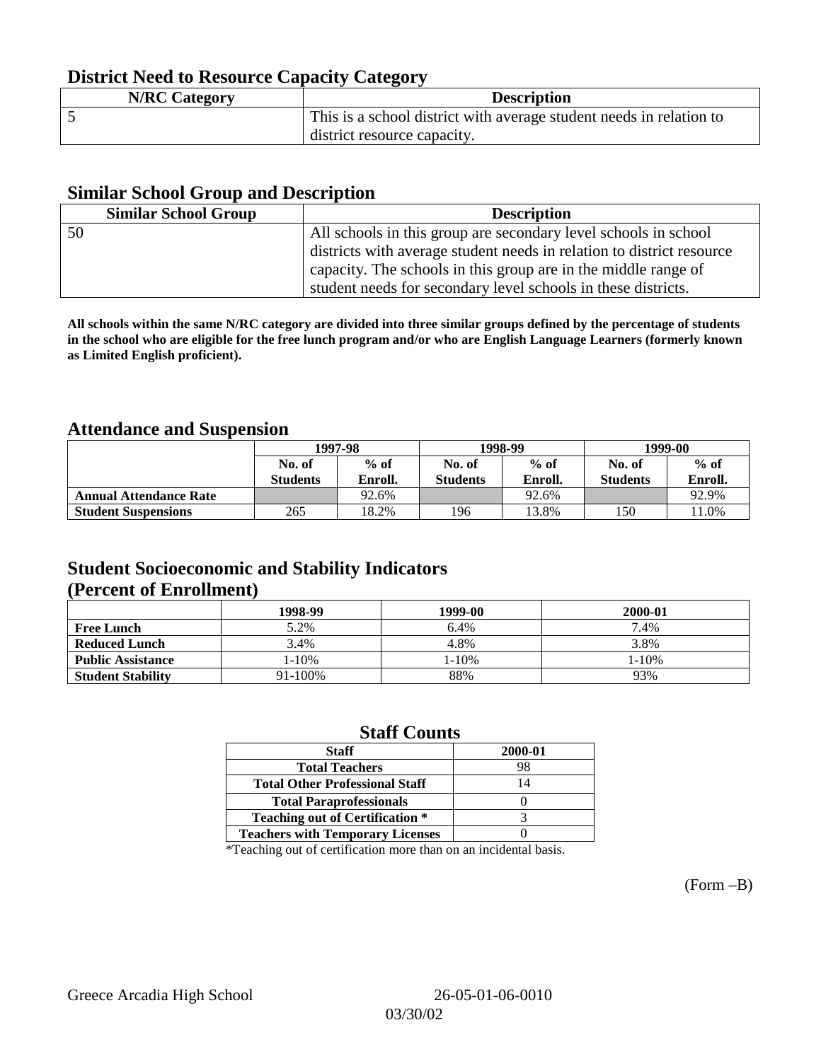## District Need to Resource Capacity Category

| N/RC Category | Description |
|---|---|
| 5 | This is a school district with average student needs in relation to district resource capacity. |

## Similar School Group and Description

| Similar School Group | Description |
|---|---|
| 50 | All schools in this group are secondary level schools in school districts with average student needs in relation to district resource capacity. The schools in this group are in the middle range of student needs for secondary level schools in these districts. |

**All schools within the same N/RC category are divided into three similar groups defined by the percentage of students in the school who are eligible for the free lunch program and/or who are English Language Learners (formerly known as Limited English proficient).**

## Attendance and Suspension

| | 1997-98 | | 1998-99 | | 1999-00 | |
|---|---|---|---|---|---|---|
| | No. of Students | % of Enroll. | No. of Students | % of Enroll. | No. of Students | % of Enroll. |
| **Annual Attendance Rate** | | 92.6% | | 92.6% | | 92.9% |
| **Student Suspensions** | 265 | 18.2% | 196 | 13.8% | 150 | 11.0% |

## Student Socioeconomic and Stability Indicators (Percent of Enrollment)

| | 1998-99 | 1999-00 | 2000-01 |
|---|---|---|---|
| **Free Lunch** | 5.2% | 6.4% | 7.4% |
| **Reduced Lunch** | 3.4% | 4.8% | 3.8% |
| **Public Assistance** | 1-10% | 1-10% | 1-10% |
| **Student Stability** | 91-100% | 88% | 93% |

## Staff Counts

| Staff | 2000-01 |
|---|---|
| Total Teachers | 98 |
| Total Other Professional Staff | 14 |
| Total Paraprofessionals | 0 |
| Teaching out of Certification * | 3 |
| Teachers with Temporary Licenses | 0 |

*Teaching out of certification more than on an incidental basis.

(Form –B)

Greece Arcadia High School 26-05-01-06-0010 03/30/02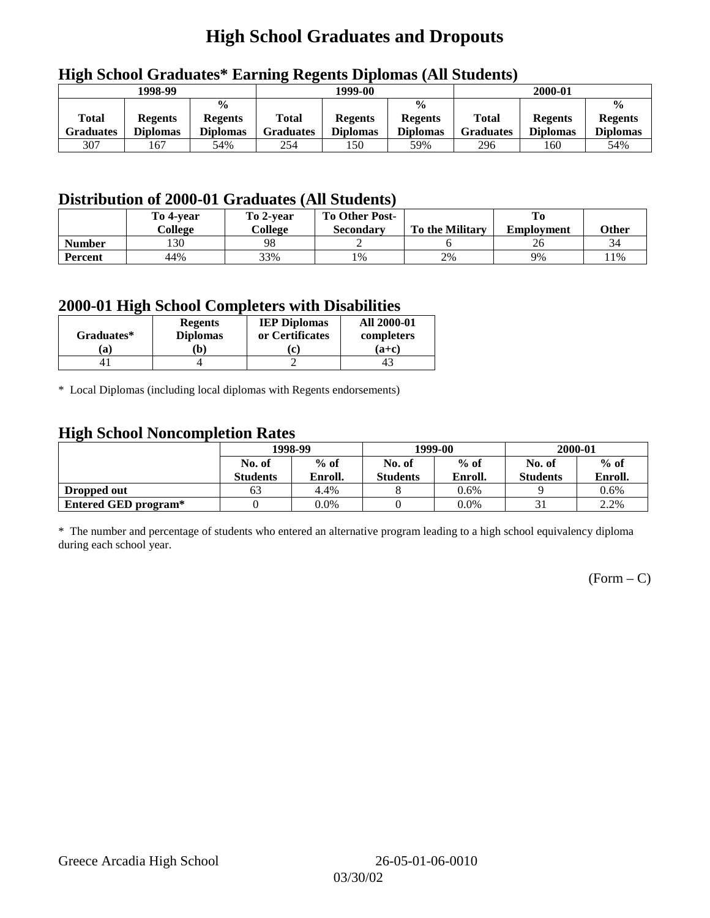# High School Graduates and Dropouts

## High School Graduates* Earning Regents Diplomas (All Students)

| 1998-99 | | | 1999-00 | | | 2000-01 | | |
|---|---|---|---|---|---|---|---|---|
| Total Graduates | Regents Diplomas | % Regents Diplomas | Total Graduates | Regents Diplomas | % Regents Diplomas | Total Graduates | Regents Diplomas | % Regents Diplomas |
| 307 | 167 | 54% | 254 | 150 | 59% | 296 | 160 | 54% |

## Distribution of 2000-01 Graduates (All Students)

| | To 4-year College | To 2-year College | To Other Post-Secondary | To the Military | To Employment | Other |
|---|---|---|---|---|---|---|
| **Number** | 130 | 98 | 2 | 6 | 26 | 34 |
| **Percent** | 44% | 33% | 1% | 2% | 9% | 11% |

## 2000-01 High School Completers with Disabilities

| Graduates* (a) | Regents Diplomas (b) | IEP Diplomas or Certificates (c) | All 2000-01 completers (a+c) |
|---|---|---|---|
| 41 | 4 | 2 | 43 |

* Local Diplomas (including local diplomas with Regents endorsements)

## High School Noncompletion Rates

| | 1998-99 | | 1999-00 | | 2000-01 | |
|---|---|---|---|---|---|---|
| | No. of Students | % of Enroll. | No. of Students | % of Enroll. | No. of Students | % of Enroll. |
| **Dropped out** | 63 | 4.4% | 8 | 0.6% | 9 | 0.6% |
| **Entered GED program*** | 0 | 0.0% | 0 | 0.0% | 31 | 2.2% |

* The number and percentage of students who entered an alternative program leading to a high school equivalency diploma during each school year.

(Form – C)

Greece Arcadia High School 26-05-01-06-0010

03/30/02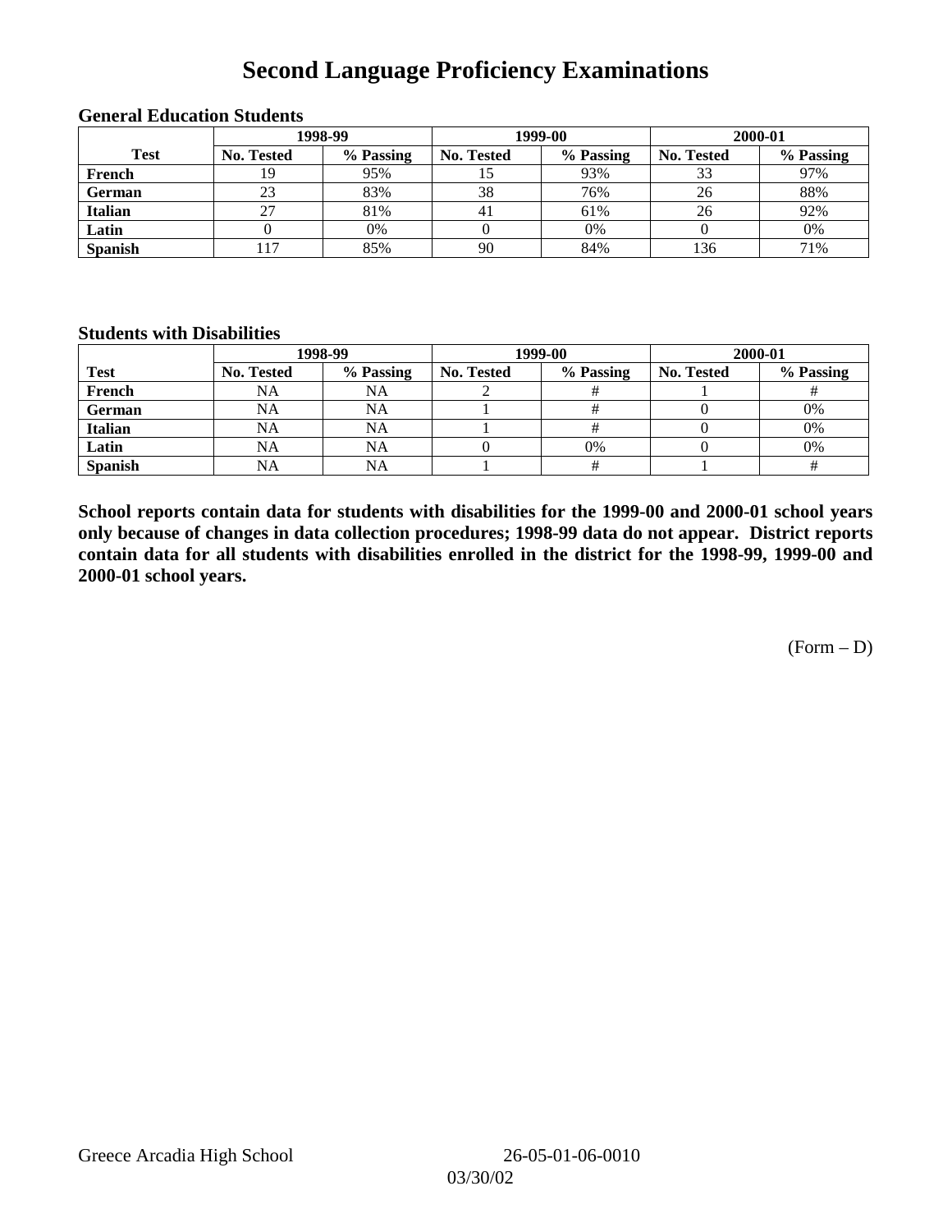# Second Language Proficiency Examinations

### General Education Students

| Test | 1998-99 | | 1999-00 | | 2000-01 | |
|---|---|---|---|---|---|---|
| | No. Tested | % Passing | No. Tested | % Passing | No. Tested | % Passing |
| **French** | 19 | 95% | 15 | 93% | 33 | 97% |
| **German** | 23 | 83% | 38 | 76% | 26 | 88% |
| **Italian** | 27 | 81% | 41 | 61% | 26 | 92% |
| **Latin** | 0 | 0% | 0 | 0% | 0 | 0% |
| **Spanish** | 117 | 85% | 90 | 84% | 136 | 71% |

### Students with Disabilities

| Test | 1998-99 | | 1999-00 | | 2000-01 | |
|---|---|---|---|---|---|---|
| | No. Tested | % Passing | No. Tested | % Passing | No. Tested | % Passing |
| **French** | NA | NA | 2 | # | 1 | # |
| **German** | NA | NA | 1 | # | 0 | 0% |
| **Italian** | NA | NA | 1 | # | 0 | 0% |
| **Latin** | NA | NA | 0 | 0% | 0 | 0% |
| **Spanish** | NA | NA | 1 | # | 1 | # |

**School reports contain data for students with disabilities for the 1999-00 and 2000-01 school years only because of changes in data collection procedures; 1998-99 data do not appear. District reports contain data for all students with disabilities enrolled in the district for the 1998-99, 1999-00 and 2000-01 school years.**

(Form – D)

Greece Arcadia High School 26-05-01-06-0010

03/30/02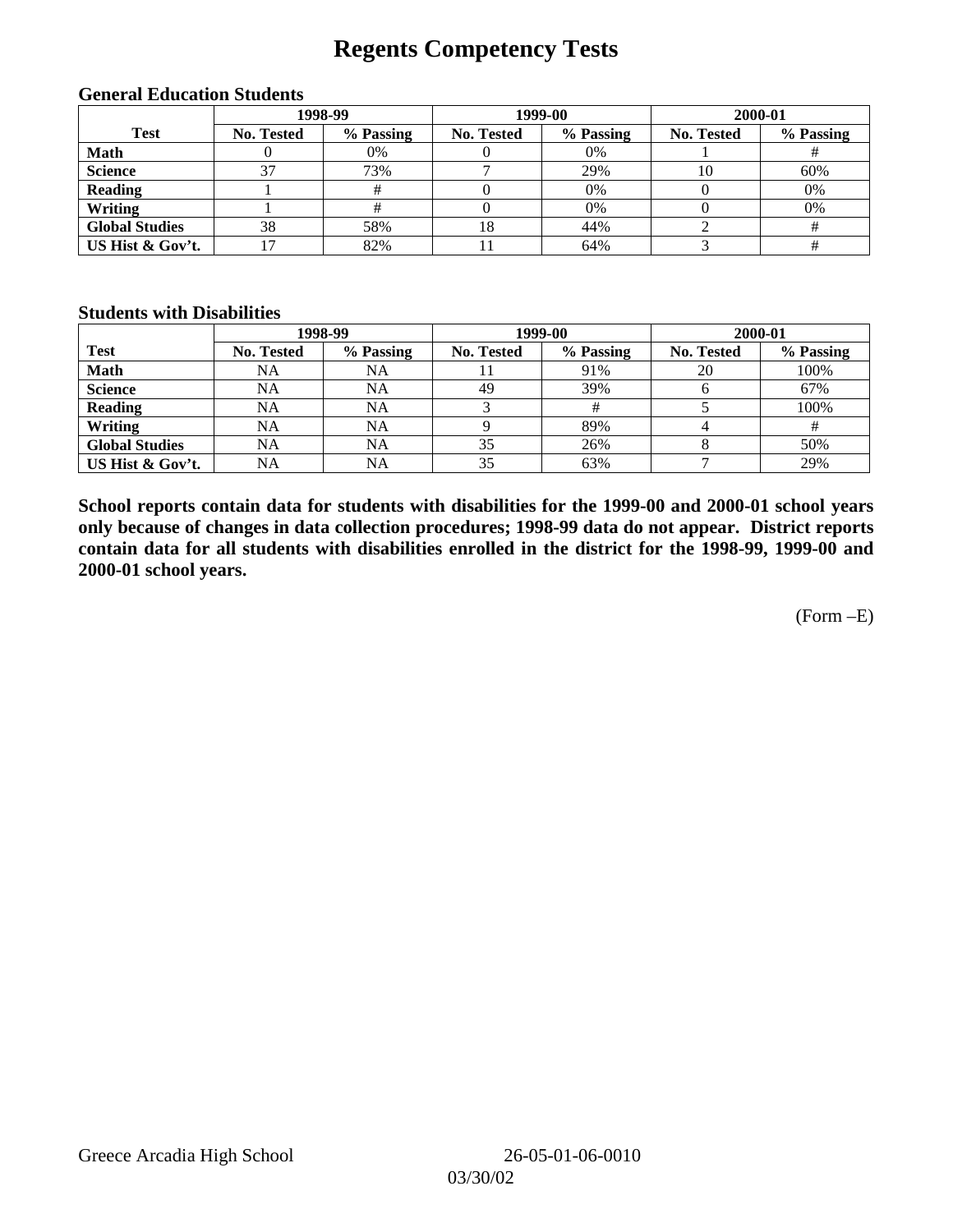# Regents Competency Tests

### General Education Students

| Test | 1998-99 | | 1999-00 | | 2000-01 | |
|---|---|---|---|---|---|---|
| | No. Tested | % Passing | No. Tested | % Passing | No. Tested | % Passing |
| **Math** | 0 | 0% | 0 | 0% | 1 | # |
| **Science** | 37 | 73% | 7 | 29% | 10 | 60% |
| **Reading** | 1 | # | 0 | 0% | 0 | 0% |
| **Writing** | 1 | # | 0 | 0% | 0 | 0% |
| **Global Studies** | 38 | 58% | 18 | 44% | 2 | # |
| **US Hist & Gov't.** | 17 | 82% | 11 | 64% | 3 | # |

### Students with Disabilities

| Test | 1998-99 | | 1999-00 | | 2000-01 | |
|---|---|---|---|---|---|---|
| | No. Tested | % Passing | No. Tested | % Passing | No. Tested | % Passing |
| **Math** | NA | NA | 11 | 91% | 20 | 100% |
| **Science** | NA | NA | 49 | 39% | 6 | 67% |
| **Reading** | NA | NA | 3 | # | 5 | 100% |
| **Writing** | NA | NA | 9 | 89% | 4 | # |
| **Global Studies** | NA | NA | 35 | 26% | 8 | 50% |
| **US Hist & Gov't.** | NA | NA | 35 | 63% | 7 | 29% |

**School reports contain data for students with disabilities for the 1999-00 and 2000-01 school years only because of changes in data collection procedures; 1998-99 data do not appear. District reports contain data for all students with disabilities enrolled in the district for the 1998-99, 1999-00 and 2000-01 school years.**

(Form –E)

Greece Arcadia High School 26-05-01-06-0010
03/30/02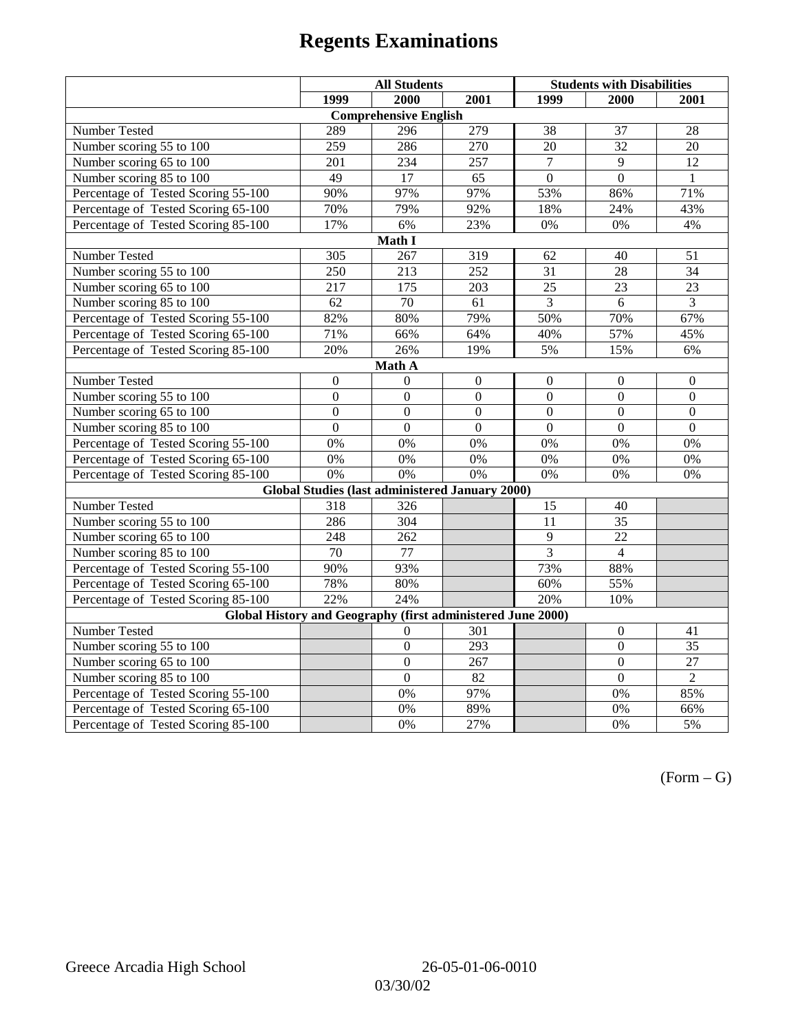# Regents Examinations

| | All Students | | | Students with Disabilities | | |
|---|---|---|---|---|---|---|
| | 1999 | 2000 | 2001 | 1999 | 2000 | 2001 |
| **Comprehensive English** | | | | | | |
| Number Tested | 289 | 296 | 279 | 38 | 37 | 28 |
| Number scoring 55 to 100 | 259 | 286 | 270 | 20 | 32 | 20 |
| Number scoring 65 to 100 | 201 | 234 | 257 | 7 | 9 | 12 |
| Number scoring 85 to 100 | 49 | 17 | 65 | 0 | 0 | 1 |
| Percentage of Tested Scoring 55-100 | 90% | 97% | 97% | 53% | 86% | 71% |
| Percentage of Tested Scoring 65-100 | 70% | 79% | 92% | 18% | 24% | 43% |
| Percentage of Tested Scoring 85-100 | 17% | 6% | 23% | 0% | 0% | 4% |
| **Math I** | | | | | | |
| Number Tested | 305 | 267 | 319 | 62 | 40 | 51 |
| Number scoring 55 to 100 | 250 | 213 | 252 | 31 | 28 | 34 |
| Number scoring 65 to 100 | 217 | 175 | 203 | 25 | 23 | 23 |
| Number scoring 85 to 100 | 62 | 70 | 61 | 3 | 6 | 3 |
| Percentage of Tested Scoring 55-100 | 82% | 80% | 79% | 50% | 70% | 67% |
| Percentage of Tested Scoring 65-100 | 71% | 66% | 64% | 40% | 57% | 45% |
| Percentage of Tested Scoring 85-100 | 20% | 26% | 19% | 5% | 15% | 6% |
| **Math A** | | | | | | |
| Number Tested | 0 | 0 | 0 | 0 | 0 | 0 |
| Number scoring 55 to 100 | 0 | 0 | 0 | 0 | 0 | 0 |
| Number scoring 65 to 100 | 0 | 0 | 0 | 0 | 0 | 0 |
| Number scoring 85 to 100 | 0 | 0 | 0 | 0 | 0 | 0 |
| Percentage of Tested Scoring 55-100 | 0% | 0% | 0% | 0% | 0% | 0% |
| Percentage of Tested Scoring 65-100 | 0% | 0% | 0% | 0% | 0% | 0% |
| Percentage of Tested Scoring 85-100 | 0% | 0% | 0% | 0% | 0% | 0% |
| **Global Studies (last administered January 2000)** | | | | | | |
| Number Tested | 318 | 326 | | 15 | 40 | |
| Number scoring 55 to 100 | 286 | 304 | | 11 | 35 | |
| Number scoring 65 to 100 | 248 | 262 | | 9 | 22 | |
| Number scoring 85 to 100 | 70 | 77 | | 3 | 4 | |
| Percentage of Tested Scoring 55-100 | 90% | 93% | | 73% | 88% | |
| Percentage of Tested Scoring 65-100 | 78% | 80% | | 60% | 55% | |
| Percentage of Tested Scoring 85-100 | 22% | 24% | | 20% | 10% | |
| **Global History and Geography (first administered June 2000)** | | | | | | |
| Number Tested | | 0 | 301 | | 0 | 41 |
| Number scoring 55 to 100 | | 0 | 293 | | 0 | 35 |
| Number scoring 65 to 100 | | 0 | 267 | | 0 | 27 |
| Number scoring 85 to 100 | | 0 | 82 | | 0 | 2 |
| Percentage of Tested Scoring 55-100 | | 0% | 97% | | 0% | 85% |
| Percentage of Tested Scoring 65-100 | | 0% | 89% | | 0% | 66% |
| Percentage of Tested Scoring 85-100 | | 0% | 27% | | 0% | 5% |

(Form – G)

Greece Arcadia High School 26-05-01-06-0010

03/30/02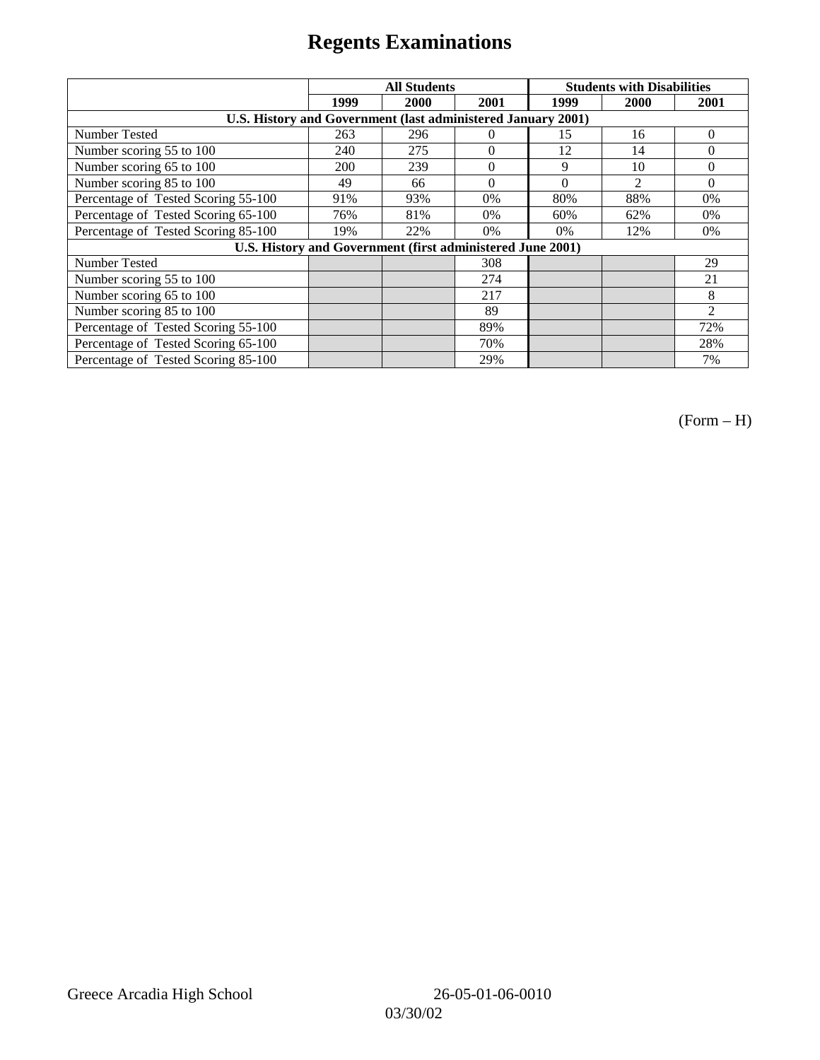# Regents Examinations

| | All Students | | | Students with Disabilities | | |
|---|---|---|---|---|---|---|
| | 1999 | 2000 | 2001 | 1999 | 2000 | 2001 |
| **U.S. History and Government (last administered January 2001)** | | | | | | |
| Number Tested | 263 | 296 | 0 | 15 | 16 | 0 |
| Number scoring 55 to 100 | 240 | 275 | 0 | 12 | 14 | 0 |
| Number scoring 65 to 100 | 200 | 239 | 0 | 9 | 10 | 0 |
| Number scoring 85 to 100 | 49 | 66 | 0 | 0 | 2 | 0 |
| Percentage of Tested Scoring 55-100 | 91% | 93% | 0% | 80% | 88% | 0% |
| Percentage of Tested Scoring 65-100 | 76% | 81% | 0% | 60% | 62% | 0% |
| Percentage of Tested Scoring 85-100 | 19% | 22% | 0% | 0% | 12% | 0% |
| **U.S. History and Government (first administered June 2001)** | | | | | | |
| Number Tested | | | 308 | | | 29 |
| Number scoring 55 to 100 | | | 274 | | | 21 |
| Number scoring 65 to 100 | | | 217 | | | 8 |
| Number scoring 85 to 100 | | | 89 | | | 2 |
| Percentage of Tested Scoring 55-100 | | | 89% | | | 72% |
| Percentage of Tested Scoring 65-100 | | | 70% | | | 28% |
| Percentage of Tested Scoring 85-100 | | | 29% | | | 7% |

(Form – H)

Greece Arcadia High School 26-05-01-06-0010

03/30/02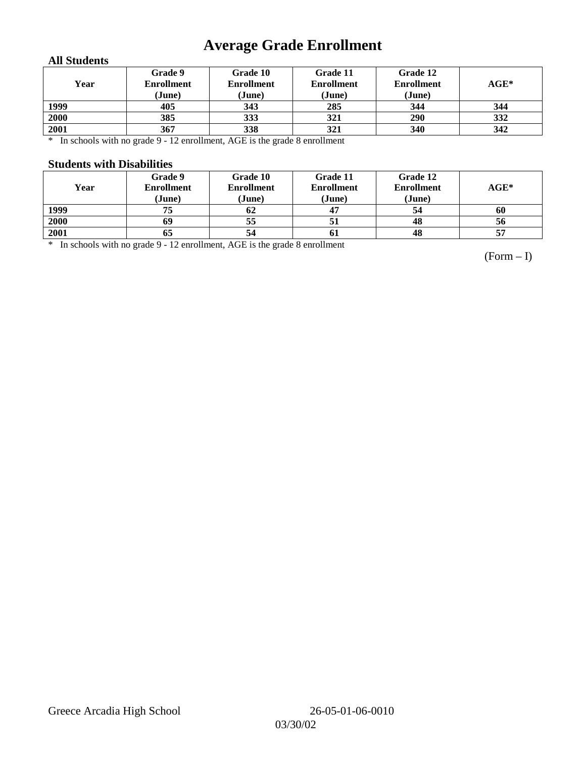# Average Grade Enrollment

### All Students

| Year | Grade 9 Enrollment (June) | Grade 10 Enrollment (June) | Grade 11 Enrollment (June) | Grade 12 Enrollment (June) | AGE* |
|---|---|---|---|---|---|
| 1999 | 405 | 343 | 285 | 344 | 344 |
| 2000 | 385 | 333 | 321 | 290 | 332 |
| 2001 | 367 | 338 | 321 | 340 | 342 |

* In schools with no grade 9 - 12 enrollment, AGE is the grade 8 enrollment

### Students with Disabilities

| Year | Grade 9 Enrollment (June) | Grade 10 Enrollment (June) | Grade 11 Enrollment (June) | Grade 12 Enrollment (June) | AGE* |
|---|---|---|---|---|---|
| 1999 | 75 | 62 | 47 | 54 | 60 |
| 2000 | 69 | 55 | 51 | 48 | 56 |
| 2001 | 65 | 54 | 61 | 48 | 57 |

* In schools with no grade 9 - 12 enrollment, AGE is the grade 8 enrollment

(Form – I)

Greece Arcadia High School 26-05-01-06-0010

03/30/02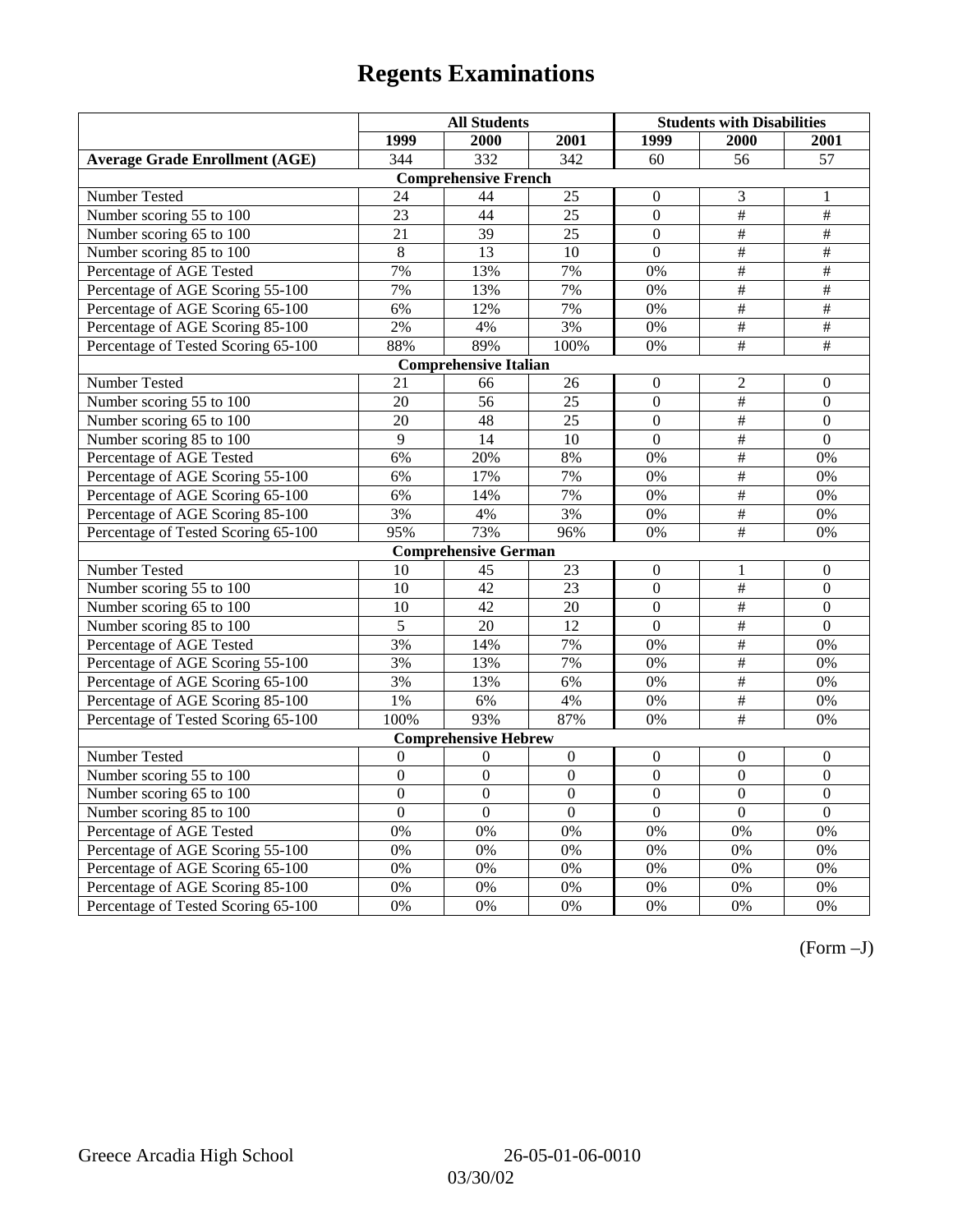# Regents Examinations

| | All Students | | | Students with Disabilities | | |
|---|---|---|---|---|---|---|
| | 1999 | 2000 | 2001 | 1999 | 2000 | 2001 |
| **Average Grade Enrollment (AGE)** | 344 | 332 | 342 | 60 | 56 | 57 |
| **Comprehensive French** | | | | | | |
| Number Tested | 24 | 44 | 25 | 0 | 3 | 1 |
| Number scoring 55 to 100 | 23 | 44 | 25 | 0 | # | # |
| Number scoring 65 to 100 | 21 | 39 | 25 | 0 | # | # |
| Number scoring 85 to 100 | 8 | 13 | 10 | 0 | # | # |
| Percentage of AGE Tested | 7% | 13% | 7% | 0% | # | # |
| Percentage of AGE Scoring 55-100 | 7% | 13% | 7% | 0% | # | # |
| Percentage of AGE Scoring 65-100 | 6% | 12% | 7% | 0% | # | # |
| Percentage of AGE Scoring 85-100 | 2% | 4% | 3% | 0% | # | # |
| Percentage of Tested Scoring 65-100 | 88% | 89% | 100% | 0% | # | # |
| **Comprehensive Italian** | | | | | | |
| Number Tested | 21 | 66 | 26 | 0 | 2 | 0 |
| Number scoring 55 to 100 | 20 | 56 | 25 | 0 | # | 0 |
| Number scoring 65 to 100 | 20 | 48 | 25 | 0 | # | 0 |
| Number scoring 85 to 100 | 9 | 14 | 10 | 0 | # | 0 |
| Percentage of AGE Tested | 6% | 20% | 8% | 0% | # | 0% |
| Percentage of AGE Scoring 55-100 | 6% | 17% | 7% | 0% | # | 0% |
| Percentage of AGE Scoring 65-100 | 6% | 14% | 7% | 0% | # | 0% |
| Percentage of AGE Scoring 85-100 | 3% | 4% | 3% | 0% | # | 0% |
| Percentage of Tested Scoring 65-100 | 95% | 73% | 96% | 0% | # | 0% |
| **Comprehensive German** | | | | | | |
| Number Tested | 10 | 45 | 23 | 0 | 1 | 0 |
| Number scoring 55 to 100 | 10 | 42 | 23 | 0 | # | 0 |
| Number scoring 65 to 100 | 10 | 42 | 20 | 0 | # | 0 |
| Number scoring 85 to 100 | 5 | 20 | 12 | 0 | # | 0 |
| Percentage of AGE Tested | 3% | 14% | 7% | 0% | # | 0% |
| Percentage of AGE Scoring 55-100 | 3% | 13% | 7% | 0% | # | 0% |
| Percentage of AGE Scoring 65-100 | 3% | 13% | 6% | 0% | # | 0% |
| Percentage of AGE Scoring 85-100 | 1% | 6% | 4% | 0% | # | 0% |
| Percentage of Tested Scoring 65-100 | 100% | 93% | 87% | 0% | # | 0% |
| **Comprehensive Hebrew** | | | | | | |
| Number Tested | 0 | 0 | 0 | 0 | 0 | 0 |
| Number scoring 55 to 100 | 0 | 0 | 0 | 0 | 0 | 0 |
| Number scoring 65 to 100 | 0 | 0 | 0 | 0 | 0 | 0 |
| Number scoring 85 to 100 | 0 | 0 | 0 | 0 | 0 | 0 |
| Percentage of AGE Tested | 0% | 0% | 0% | 0% | 0% | 0% |
| Percentage of AGE Scoring 55-100 | 0% | 0% | 0% | 0% | 0% | 0% |
| Percentage of AGE Scoring 65-100 | 0% | 0% | 0% | 0% | 0% | 0% |
| Percentage of AGE Scoring 85-100 | 0% | 0% | 0% | 0% | 0% | 0% |
| Percentage of Tested Scoring 65-100 | 0% | 0% | 0% | 0% | 0% | 0% |

(Form –J)

Greece Arcadia High School 26-05-01-06-0010

03/30/02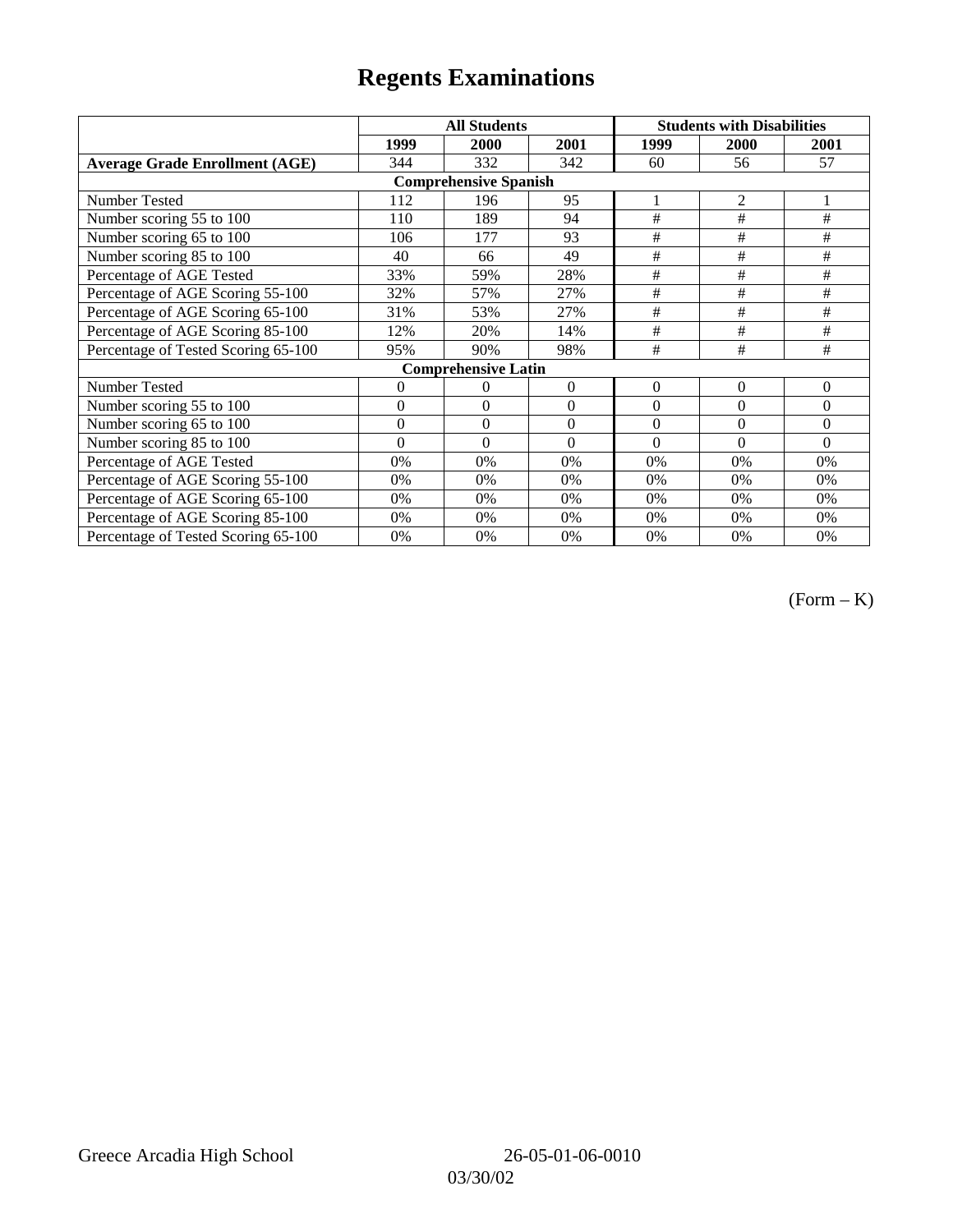# Regents Examinations

| | All Students | | | Students with Disabilities | | |
|---|---|---|---|---|---|---|
| | 1999 | 2000 | 2001 | 1999 | 2000 | 2001 |
| **Average Grade Enrollment (AGE)** | 344 | 332 | 342 | 60 | 56 | 57 |
| **Comprehensive Spanish** | | | | | | |
| Number Tested | 112 | 196 | 95 | 1 | 2 | 1 |
| Number scoring 55 to 100 | 110 | 189 | 94 | # | # | # |
| Number scoring 65 to 100 | 106 | 177 | 93 | # | # | # |
| Number scoring 85 to 100 | 40 | 66 | 49 | # | # | # |
| Percentage of AGE Tested | 33% | 59% | 28% | # | # | # |
| Percentage of AGE Scoring 55-100 | 32% | 57% | 27% | # | # | # |
| Percentage of AGE Scoring 65-100 | 31% | 53% | 27% | # | # | # |
| Percentage of AGE Scoring 85-100 | 12% | 20% | 14% | # | # | # |
| Percentage of Tested Scoring 65-100 | 95% | 90% | 98% | # | # | # |
| **Comprehensive Latin** | | | | | | |
| Number Tested | 0 | 0 | 0 | 0 | 0 | 0 |
| Number scoring 55 to 100 | 0 | 0 | 0 | 0 | 0 | 0 |
| Number scoring 65 to 100 | 0 | 0 | 0 | 0 | 0 | 0 |
| Number scoring 85 to 100 | 0 | 0 | 0 | 0 | 0 | 0 |
| Percentage of AGE Tested | 0% | 0% | 0% | 0% | 0% | 0% |
| Percentage of AGE Scoring 55-100 | 0% | 0% | 0% | 0% | 0% | 0% |
| Percentage of AGE Scoring 65-100 | 0% | 0% | 0% | 0% | 0% | 0% |
| Percentage of AGE Scoring 85-100 | 0% | 0% | 0% | 0% | 0% | 0% |
| Percentage of Tested Scoring 65-100 | 0% | 0% | 0% | 0% | 0% | 0% |

(Form – K)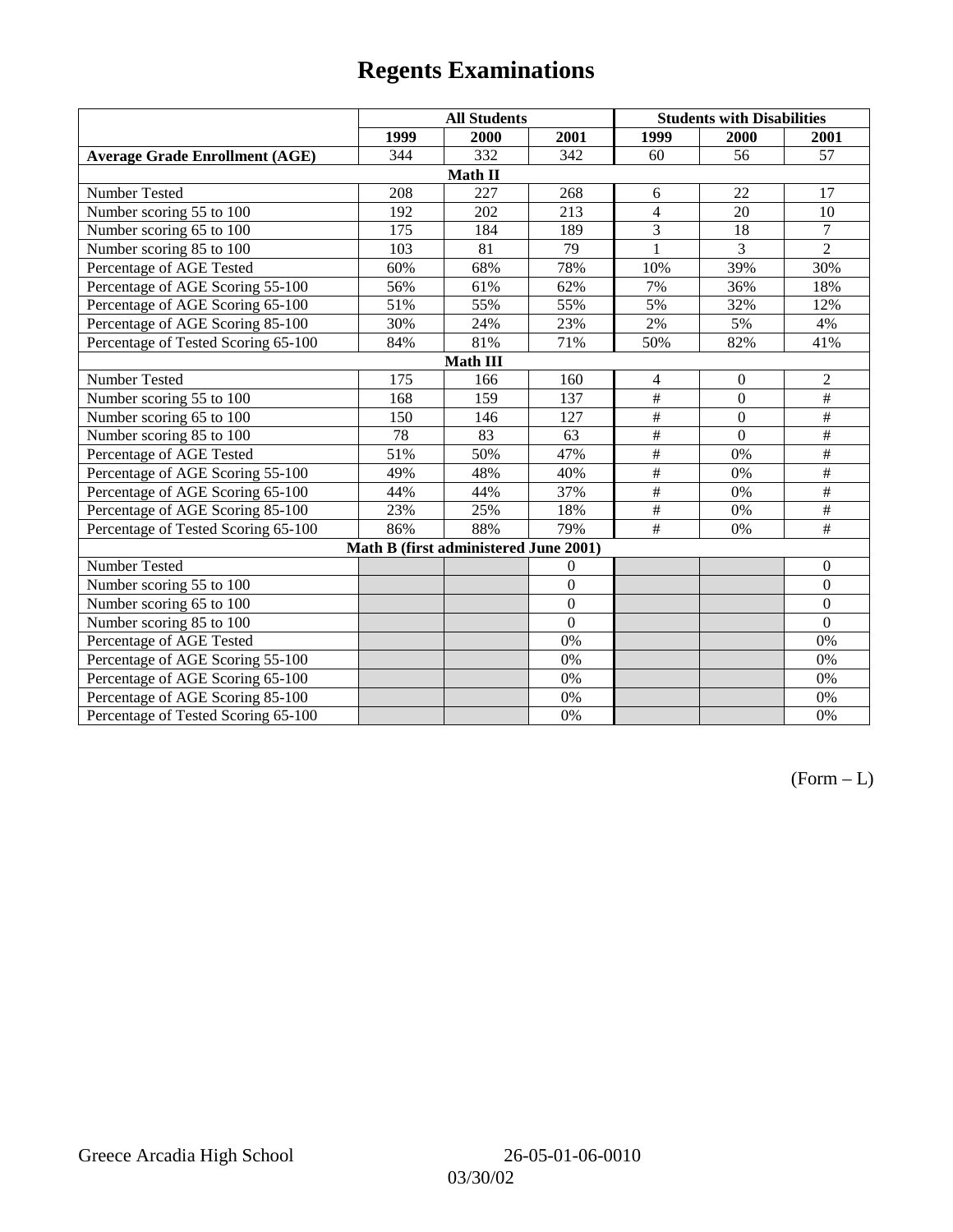# Regents Examinations

| | All Students | | | Students with Disabilities | | |
|---|---|---|---|---|---|---|
| | 1999 | 2000 | 2001 | 1999 | 2000 | 2001 |
| **Average Grade Enrollment (AGE)** | 344 | 332 | 342 | 60 | 56 | 57 |
| **Math II** | | | | | | |
| Number Tested | 208 | 227 | 268 | 6 | 22 | 17 |
| Number scoring 55 to 100 | 192 | 202 | 213 | 4 | 20 | 10 |
| Number scoring 65 to 100 | 175 | 184 | 189 | 3 | 18 | 7 |
| Number scoring 85 to 100 | 103 | 81 | 79 | 1 | 3 | 2 |
| Percentage of AGE Tested | 60% | 68% | 78% | 10% | 39% | 30% |
| Percentage of AGE Scoring 55-100 | 56% | 61% | 62% | 7% | 36% | 18% |
| Percentage of AGE Scoring 65-100 | 51% | 55% | 55% | 5% | 32% | 12% |
| Percentage of AGE Scoring 85-100 | 30% | 24% | 23% | 2% | 5% | 4% |
| Percentage of Tested Scoring 65-100 | 84% | 81% | 71% | 50% | 82% | 41% |
| **Math III** | | | | | | |
| Number Tested | 175 | 166 | 160 | 4 | 0 | 2 |
| Number scoring 55 to 100 | 168 | 159 | 137 | # | 0 | # |
| Number scoring 65 to 100 | 150 | 146 | 127 | # | 0 | # |
| Number scoring 85 to 100 | 78 | 83 | 63 | # | 0 | # |
| Percentage of AGE Tested | 51% | 50% | 47% | # | 0% | # |
| Percentage of AGE Scoring 55-100 | 49% | 48% | 40% | # | 0% | # |
| Percentage of AGE Scoring 65-100 | 44% | 44% | 37% | # | 0% | # |
| Percentage of AGE Scoring 85-100 | 23% | 25% | 18% | # | 0% | # |
| Percentage of Tested Scoring 65-100 | 86% | 88% | 79% | # | 0% | # |
| **Math B (first administered June 2001)** | | | | | | |
| Number Tested | | | 0 | | | 0 |
| Number scoring 55 to 100 | | | 0 | | | 0 |
| Number scoring 65 to 100 | | | 0 | | | 0 |
| Number scoring 85 to 100 | | | 0 | | | 0 |
| Percentage of AGE Tested | | | 0% | | | 0% |
| Percentage of AGE Scoring 55-100 | | | 0% | | | 0% |
| Percentage of AGE Scoring 65-100 | | | 0% | | | 0% |
| Percentage of AGE Scoring 85-100 | | | 0% | | | 0% |
| Percentage of Tested Scoring 65-100 | | | 0% | | | 0% |

(Form – L)

Greece Arcadia High School 26-05-01-06-0010

03/30/02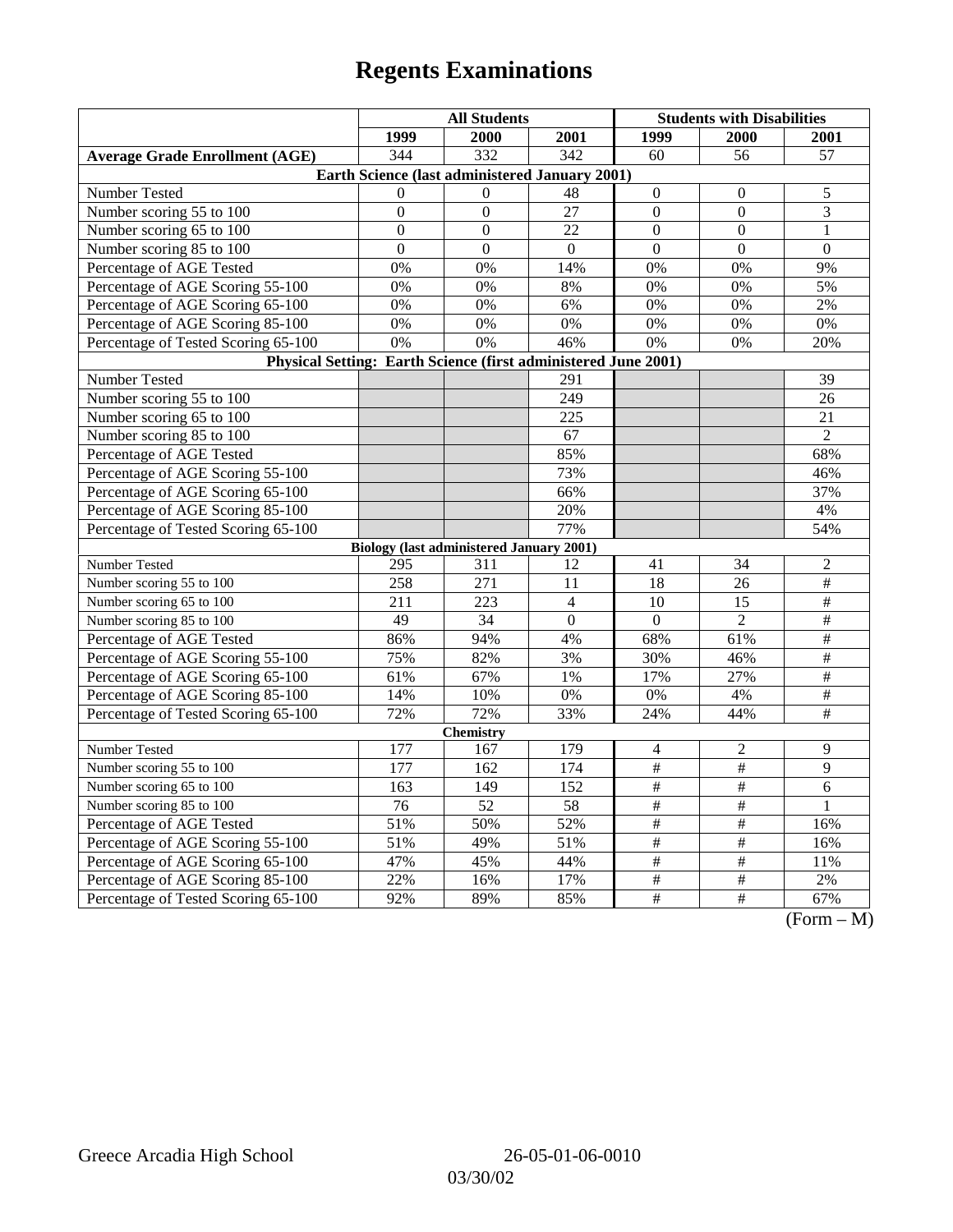# Regents Examinations

| | All Students | | | Students with Disabilities | | |
|---|---|---|---|---|---|---|
| | 1999 | 2000 | 2001 | 1999 | 2000 | 2001 |
| **Average Grade Enrollment (AGE)** | 344 | 332 | 342 | 60 | 56 | 57 |
| **Earth Science (last administered January 2001)** | | | | | | |
| Number Tested | 0 | 0 | 48 | 0 | 0 | 5 |
| Number scoring 55 to 100 | 0 | 0 | 27 | 0 | 0 | 3 |
| Number scoring 65 to 100 | 0 | 0 | 22 | 0 | 0 | 1 |
| Number scoring 85 to 100 | 0 | 0 | 0 | 0 | 0 | 0 |
| Percentage of AGE Tested | 0% | 0% | 14% | 0% | 0% | 9% |
| Percentage of AGE Scoring 55-100 | 0% | 0% | 8% | 0% | 0% | 5% |
| Percentage of AGE Scoring 65-100 | 0% | 0% | 6% | 0% | 0% | 2% |
| Percentage of AGE Scoring 85-100 | 0% | 0% | 0% | 0% | 0% | 0% |
| Percentage of Tested Scoring 65-100 | 0% | 0% | 46% | 0% | 0% | 20% |
| **Physical Setting: Earth Science (first administered June 2001)** | | | | | | |
| Number Tested | | | 291 | | | 39 |
| Number scoring 55 to 100 | | | 249 | | | 26 |
| Number scoring 65 to 100 | | | 225 | | | 21 |
| Number scoring 85 to 100 | | | 67 | | | 2 |
| Percentage of AGE Tested | | | 85% | | | 68% |
| Percentage of AGE Scoring 55-100 | | | 73% | | | 46% |
| Percentage of AGE Scoring 65-100 | | | 66% | | | 37% |
| Percentage of AGE Scoring 85-100 | | | 20% | | | 4% |
| Percentage of Tested Scoring 65-100 | | | 77% | | | 54% |
| **Biology (last administered January 2001)** | | | | | | |
| Number Tested | 295 | 311 | 12 | 41 | 34 | 2 |
| Number scoring 55 to 100 | 258 | 271 | 11 | 18 | 26 | # |
| Number scoring 65 to 100 | 211 | 223 | 4 | 10 | 15 | # |
| Number scoring 85 to 100 | 49 | 34 | 0 | 0 | 2 | # |
| Percentage of AGE Tested | 86% | 94% | 4% | 68% | 61% | # |
| Percentage of AGE Scoring 55-100 | 75% | 82% | 3% | 30% | 46% | # |
| Percentage of AGE Scoring 65-100 | 61% | 67% | 1% | 17% | 27% | # |
| Percentage of AGE Scoring 85-100 | 14% | 10% | 0% | 0% | 4% | # |
| Percentage of Tested Scoring 65-100 | 72% | 72% | 33% | 24% | 44% | # |
| **Chemistry** | | | | | | |
| Number Tested | 177 | 167 | 179 | 4 | 2 | 9 |
| Number scoring 55 to 100 | 177 | 162 | 174 | # | # | 9 |
| Number scoring 65 to 100 | 163 | 149 | 152 | # | # | 6 |
| Number scoring 85 to 100 | 76 | 52 | 58 | # | # | 1 |
| Percentage of AGE Tested | 51% | 50% | 52% | # | # | 16% |
| Percentage of AGE Scoring 55-100 | 51% | 49% | 51% | # | # | 16% |
| Percentage of AGE Scoring 65-100 | 47% | 45% | 44% | # | # | 11% |
| Percentage of AGE Scoring 85-100 | 22% | 16% | 17% | # | # | 2% |
| Percentage of Tested Scoring 65-100 | 92% | 89% | 85% | # | # | 67% |

(Form – M)

Greece Arcadia High School 26-05-01-06-0010

03/30/02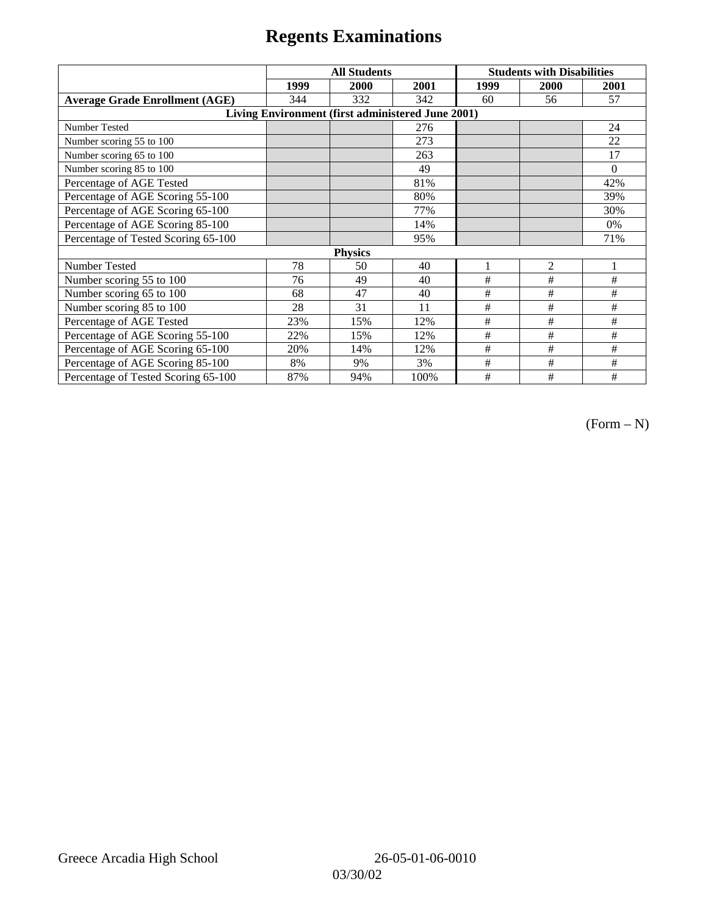# Regents Examinations

| | All Students | | | Students with Disabilities | | |
|---|---|---|---|---|---|---|
| | 1999 | 2000 | 2001 | 1999 | 2000 | 2001 |
| **Average Grade Enrollment (AGE)** | 344 | 332 | 342 | 60 | 56 | 57 |
| **Living Environment (first administered June 2001)** | | | | | | |
| Number Tested | | | 276 | | | 24 |
| Number scoring 55 to 100 | | | 273 | | | 22 |
| Number scoring 65 to 100 | | | 263 | | | 17 |
| Number scoring 85 to 100 | | | 49 | | | 0 |
| Percentage of AGE Tested | | | 81% | | | 42% |
| Percentage of AGE Scoring 55-100 | | | 80% | | | 39% |
| Percentage of AGE Scoring 65-100 | | | 77% | | | 30% |
| Percentage of AGE Scoring 85-100 | | | 14% | | | 0% |
| Percentage of Tested Scoring 65-100 | | | 95% | | | 71% |
| **Physics** | | | | | | |
| Number Tested | 78 | 50 | 40 | 1 | 2 | 1 |
| Number scoring 55 to 100 | 76 | 49 | 40 | # | # | # |
| Number scoring 65 to 100 | 68 | 47 | 40 | # | # | # |
| Number scoring 85 to 100 | 28 | 31 | 11 | # | # | # |
| Percentage of AGE Tested | 23% | 15% | 12% | # | # | # |
| Percentage of AGE Scoring 55-100 | 22% | 15% | 12% | # | # | # |
| Percentage of AGE Scoring 65-100 | 20% | 14% | 12% | # | # | # |
| Percentage of AGE Scoring 85-100 | 8% | 9% | 3% | # | # | # |
| Percentage of Tested Scoring 65-100 | 87% | 94% | 100% | # | # | # |

(Form – N)

Greece Arcadia High School 26-05-01-06-0010

03/30/02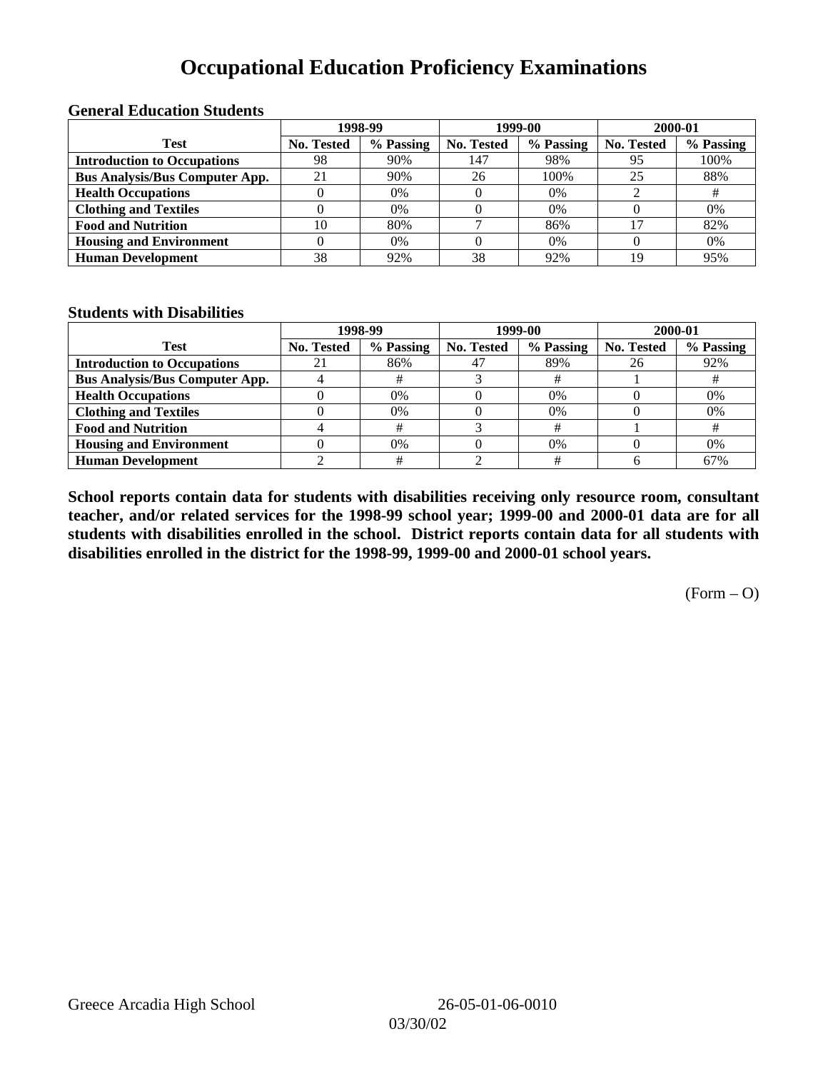# Occupational Education Proficiency Examinations

### General Education Students

| Test | 1998-99 | | 1999-00 | | 2000-01 | |
|---|---|---|---|---|---|---|
| | No. Tested | % Passing | No. Tested | % Passing | No. Tested | % Passing |
| **Introduction to Occupations** | 98 | 90% | 147 | 98% | 95 | 100% |
| **Bus Analysis/Bus Computer App.** | 21 | 90% | 26 | 100% | 25 | 88% |
| **Health Occupations** | 0 | 0% | 0 | 0% | 2 | # |
| **Clothing and Textiles** | 0 | 0% | 0 | 0% | 0 | 0% |
| **Food and Nutrition** | 10 | 80% | 7 | 86% | 17 | 82% |
| **Housing and Environment** | 0 | 0% | 0 | 0% | 0 | 0% |
| **Human Development** | 38 | 92% | 38 | 92% | 19 | 95% |

### Students with Disabilities

| Test | 1998-99 | | 1999-00 | | 2000-01 | |
|---|---|---|---|---|---|---|
| | No. Tested | % Passing | No. Tested | % Passing | No. Tested | % Passing |
| **Introduction to Occupations** | 21 | 86% | 47 | 89% | 26 | 92% |
| **Bus Analysis/Bus Computer App.** | 4 | # | 3 | # | 1 | # |
| **Health Occupations** | 0 | 0% | 0 | 0% | 0 | 0% |
| **Clothing and Textiles** | 0 | 0% | 0 | 0% | 0 | 0% |
| **Food and Nutrition** | 4 | # | 3 | # | 1 | # |
| **Housing and Environment** | 0 | 0% | 0 | 0% | 0 | 0% |
| **Human Development** | 2 | # | 2 | # | 6 | 67% |

**School reports contain data for students with disabilities receiving only resource room, consultant teacher, and/or related services for the 1998-99 school year; 1999-00 and 2000-01 data are for all students with disabilities enrolled in the school. District reports contain data for all students with disabilities enrolled in the district for the 1998-99, 1999-00 and 2000-01 school years.**

(Form – O)

Greece Arcadia High School 26-05-01-06-0010

03/30/02